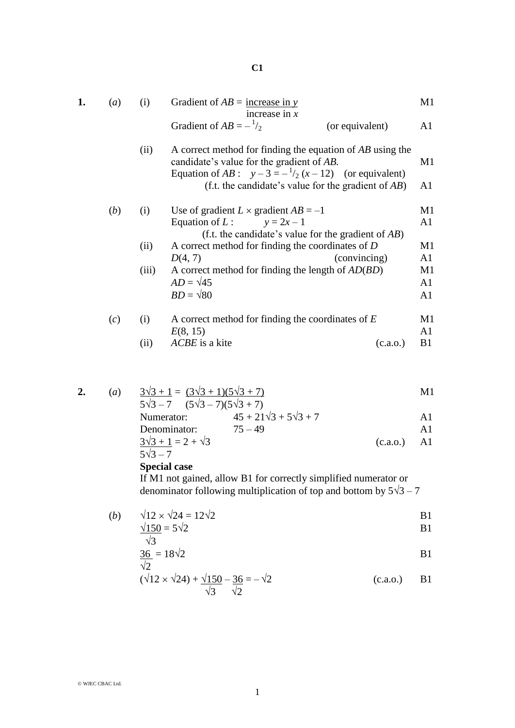# C1

| | | | | |
|---|---|---|---|---|
| **1.** | (*a*) | (i) | Gradient of $AB = \dfrac{\text{increase in } y}{\text{increase in } x}$ | M1 |
| | | | Gradient of $AB = -\frac{1}{2}$ (or equivalent) | A1 |
| | | (ii) | A correct method for finding the equation of *AB* using the candidate's value for the gradient of *AB*. | M1 |
| | | | Equation of $AB$ : $y - 3 = -\frac{1}{2}(x - 12)$ (or equivalent) (f.t. the candidate's value for the gradient of *AB*) | A1 |
| | (*b*) | (i) | Use of gradient $L \times$ gradient $AB = -1$ | M1 |
| | | | Equation of $L$ : $y = 2x - 1$ (f.t. the candidate's value for the gradient of *AB*) | A1 |
| | | (ii) | A correct method for finding the coordinates of *D* | M1 |
| | | | $D(4, 7)$ (convincing) | A1 |
| | | (iii) | A correct method for finding the length of *AD*(*BD*) | M1 |
| | | | $AD = \sqrt{45}$ | A1 |
| | | | $BD = \sqrt{80}$ | A1 |
| | (*c*) | (i) | A correct method for finding the coordinates of *E* | M1 |
| | | | $E(8, 15)$ | A1 |
| | | (ii) | *ACBE* is a kite (c.a.o.) | B1 |

| | | | |
|---|---|---|---|
| **2.** | (*a*) | $\dfrac{3\sqrt{3} + 1}{5\sqrt{3} - 7} = \dfrac{(3\sqrt{3} + 1)(5\sqrt{3} + 7)}{(5\sqrt{3} - 7)(5\sqrt{3} + 7)}$ | M1 |
| | | Numerator: $45 + 21\sqrt{3} + 5\sqrt{3} + 7$ | A1 |
| | | Denominator: $75 - 49$ | A1 |
| | | $\dfrac{3\sqrt{3} + 1}{5\sqrt{3} - 7} = 2 + \sqrt{3}$ (c.a.o.) | A1 |
| | | **Special case** | |
| | | If M1 not gained, allow B1 for correctly simplified numerator or denominator following multiplication of top and bottom by $5\sqrt{3} - 7$ | |
| | (*b*) | $\sqrt{12} \times \sqrt{24} = 12\sqrt{2}$ | B1 |
| | | $\dfrac{\sqrt{150}}{\sqrt{3}} = 5\sqrt{2}$ | B1 |
| | | $\dfrac{36}{\sqrt{2}} = 18\sqrt{2}$ | B1 |
| | | $(\sqrt{12} \times \sqrt{24}) + \dfrac{\sqrt{150}}{\sqrt{3}} - \dfrac{36}{\sqrt{2}} = -\sqrt{2}$ (c.a.o.) | B1 |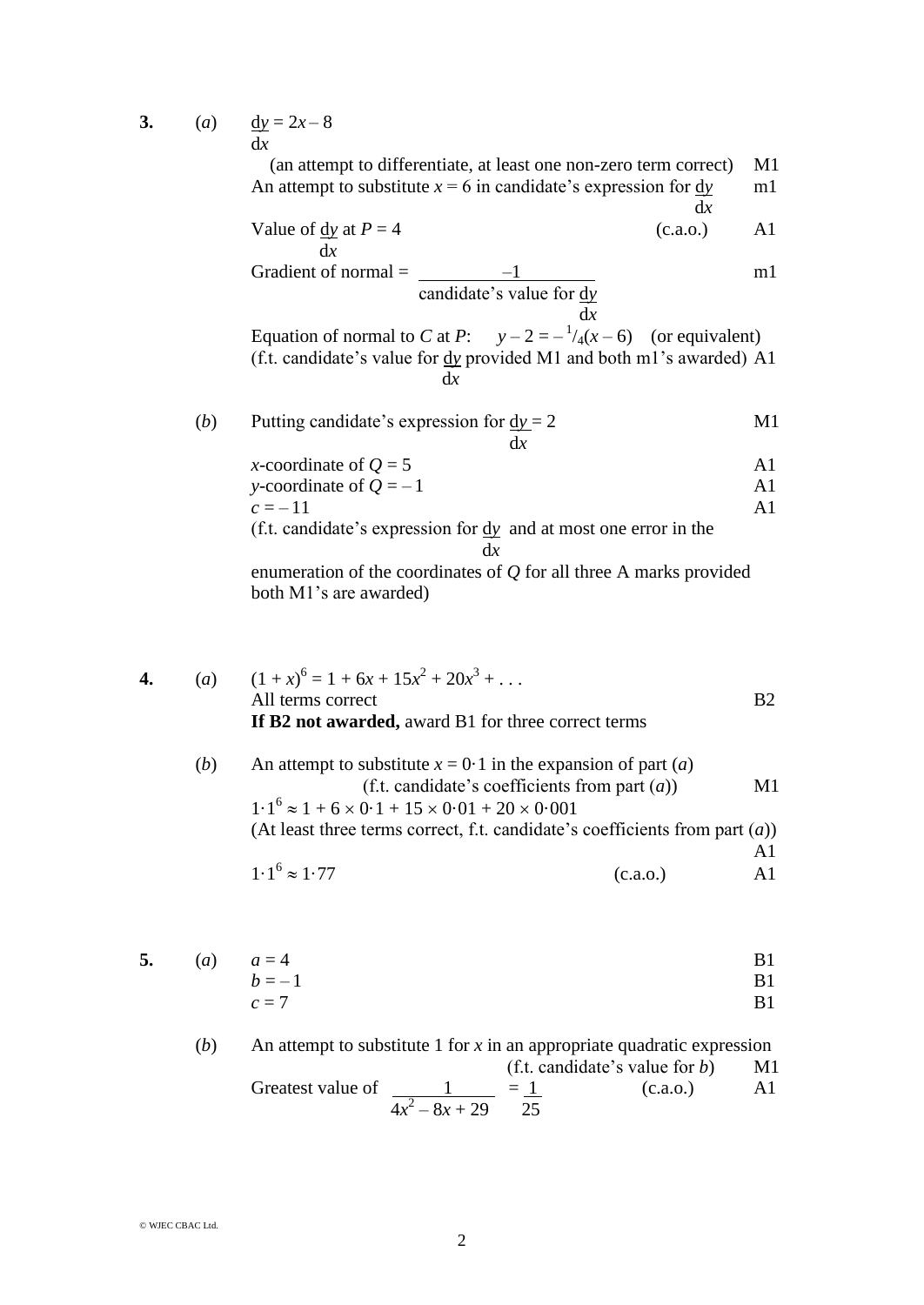**3.** (*a*) $\frac{dy}{dx} = 2x - 8$

(an attempt to differentiate, at least one non-zero term correct) M1

An attempt to substitute $x = 6$ in candidate's expression for $\frac{dy}{dx}$ m1

Value of $\frac{dy}{dx}$ at $P = 4$ (c.a.o.) A1

Gradient of normal = $\frac{-1}{\text{candidate's value for } \frac{dy}{dx}}$ m1

Equation of normal to $C$ at $P$: $y - 2 = -\frac{1}{4}(x - 6)$ (or equivalent)

(f.t. candidate's value for $\frac{dy}{dx}$ provided M1 and both m1's awarded) A1

(*b*) Putting candidate's expression for $\frac{dy}{dx} = 2$ M1

$x$-coordinate of $Q = 5$ A1

$y$-coordinate of $Q = -1$ A1

$c = -11$ A1

(f.t. candidate's expression for $\frac{dy}{dx}$ and at most one error in the enumeration of the coordinates of $Q$ for all three A marks provided both M1's are awarded)

**4.** (*a*) $(1 + x)^6 = 1 + 6x + 15x^2 + 20x^3 + \ldots$

All terms correct B2

**If B2 not awarded,** award B1 for three correct terms

(*b*) An attempt to substitute $x = 0{\cdot}1$ in the expansion of part (*a*)

(f.t. candidate's coefficients from part (*a*)) M1

$1{\cdot}1^6 \approx 1 + 6 \times 0{\cdot}1 + 15 \times 0{\cdot}01 + 20 \times 0{\cdot}001$

(At least three terms correct, f.t. candidate's coefficients from part (*a*)) A1

$1{\cdot}1^6 \approx 1{\cdot}77$ (c.a.o.) A1

**5.** (*a*) $a = 4$ B1

$b = -1$ B1

$c = 7$ B1

(*b*) An attempt to substitute 1 for $x$ in an appropriate quadratic expression

(f.t. candidate's value for $b$) M1

Greatest value of $\frac{1}{4x^2 - 8x + 29} = \frac{1}{25}$ (c.a.o.) A1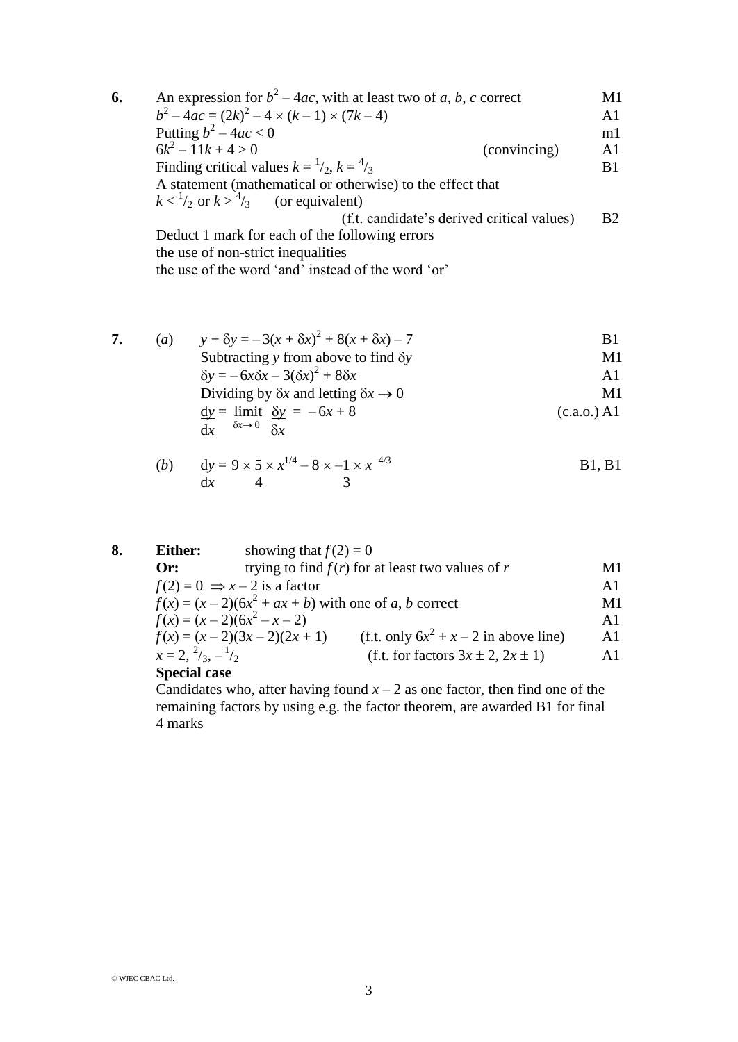**6.** An expression for $b^2 - 4ac$, with at least two of $a$, $b$, $c$ correct M1

$b^2 - 4ac = (2k)^2 - 4 \times (k - 1) \times (7k - 4)$ A1

Putting $b^2 - 4ac < 0$ m1

$6k^2 - 11k + 4 > 0$ (convincing) A1

Finding critical values $k = {}^1/_2$, $k = {}^4/_3$ B1

A statement (mathematical or otherwise) to the effect that
$k < {}^1/_2$ or $k > {}^4/_3$ (or equivalent)
(f.t. candidate's derived critical values) B2

Deduct 1 mark for each of the following errors
the use of non-strict inequalities
the use of the word 'and' instead of the word 'or'

**7.** (*a*) $y + \delta y = -3(x + \delta x)^2 + 8(x + \delta x) - 7$ B1

Subtracting $y$ from above to find $\delta y$ M1

$\delta y = -6x\delta x - 3(\delta x)^2 + 8\delta x$ A1

Dividing by $\delta x$ and letting $\delta x \to 0$ M1

$\frac{dy}{dx} = \lim_{\delta x \to 0} \frac{\delta y}{\delta x} = -6x + 8$ (c.a.o.) A1

(*b*) $\frac{dy}{dx} = 9 \times \frac{5}{4} \times x^{1/4} - 8 \times -\frac{1}{3} \times x^{-4/3}$ B1, B1

**8.** **Either:** showing that $f(2) = 0$
**Or:** trying to find $f(r)$ for at least two values of $r$ M1

$f(2) = 0 \Rightarrow x - 2$ is a factor A1

$f(x) = (x - 2)(6x^2 + ax + b)$ with one of $a$, $b$ correct M1

$f(x) = (x - 2)(6x^2 - x - 2)$ A1

$f(x) = (x - 2)(3x - 2)(2x + 1)$ (f.t. only $6x^2 + x - 2$ in above line) A1

$x = 2, {}^2/_3, -{}^1/_2$ (f.t. for factors $3x \pm 2$, $2x \pm 1$) A1

**Special case**
Candidates who, after having found $x - 2$ as one factor, then find one of the remaining factors by using e.g. the factor theorem, are awarded B1 for final 4 marks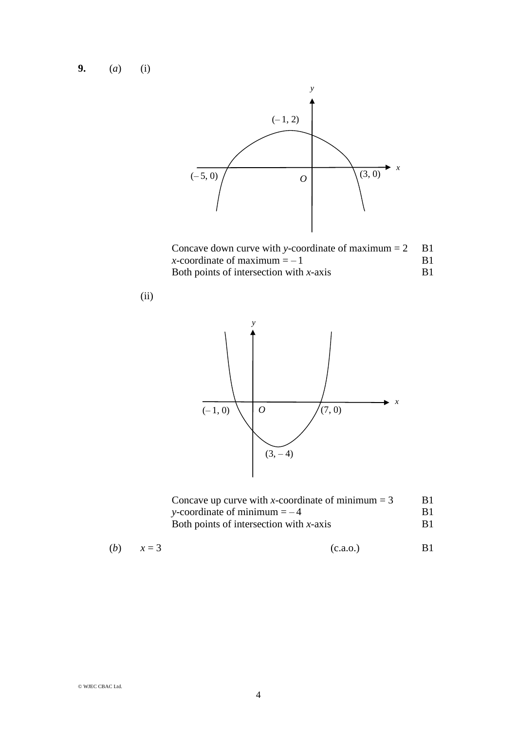**9.** (*a*) (i)

Concave down curve with $y$-coordinate of maximum = 2 B1
$x$-coordinate of maximum = – 1 B1
Both points of intersection with $x$-axis B1

(ii)

Concave up curve with $x$-coordinate of minimum = 3 B1
$y$-coordinate of minimum = – 4 B1
Both points of intersection with $x$-axis B1

(*b*) $x = 3$ (c.a.o.) B1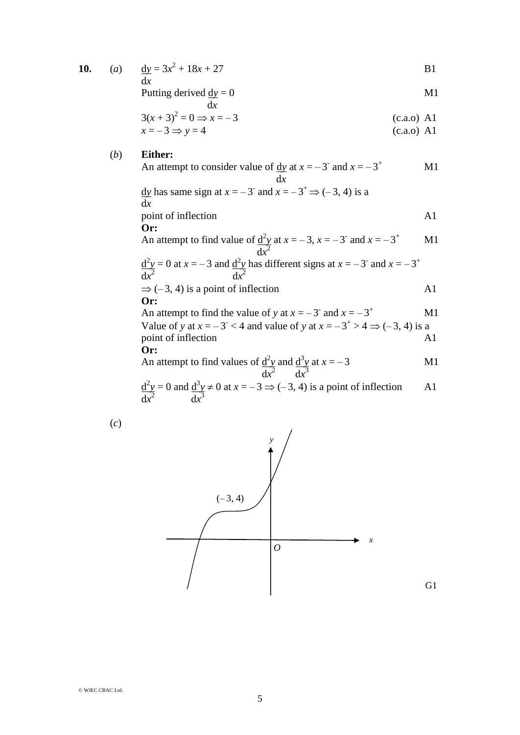**10.** (*a*) $\frac{dy}{dx} = 3x^2 + 18x + 27$ B1

Putting derived $\frac{dy}{dx} = 0$ M1

$3(x + 3)^2 = 0 \Rightarrow x = -3$ (c.a.o) A1

$x = -3 \Rightarrow y = 4$ (c.a.o) A1

(*b*) **Either:**

An attempt to consider value of $\frac{dy}{dx}$ at $x = -3^-$ and $x = -3^+$ M1

$\frac{dy}{dx}$ has same sign at $x = -3^-$ and $x = -3^+ \Rightarrow (-3, 4)$ is a point of inflection A1

**Or:**

An attempt to find value of $\frac{d^2y}{dx^2}$ at $x = -3$, $x = -3^-$ and $x = -3^+$ M1

$\frac{d^2y}{dx^2} = 0$ at $x = -3$ and $\frac{d^2y}{dx^2}$ has different signs at $x = -3^-$ and $x = -3^+$

$\Rightarrow (-3, 4)$ is a point of inflection A1

**Or:**

An attempt to find the value of $y$ at $x = -3^-$ and $x = -3^+$ M1

Value of $y$ at $x = -3^- < 4$ and value of $y$ at $x = -3^+ > 4 \Rightarrow (-3, 4)$ is a point of inflection A1

**Or:**

An attempt to find values of $\frac{d^2y}{dx^2}$ and $\frac{d^3y}{dx^3}$ at $x = -3$ M1

$\frac{d^2y}{dx^2} = 0$ and $\frac{d^3y}{dx^3} \neq 0$ at $x = -3 \Rightarrow (-3, 4)$ is a point of inflection A1

(*c*)

y

(– 3, 4)

x

O

G1